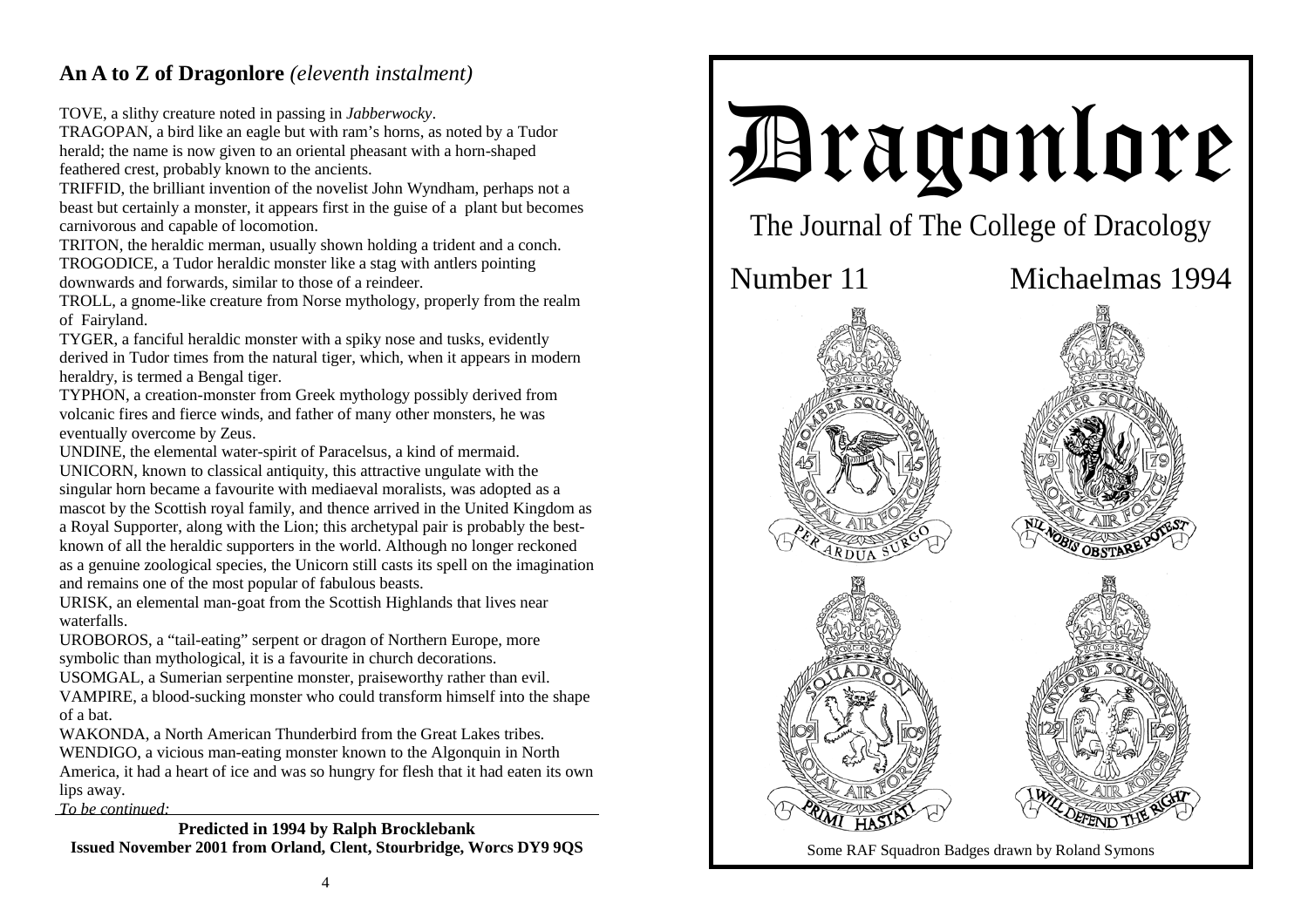## An A to Z of Dragonlore *(eleventh instalment)*

TOVE, a slithy creature noted in passing in *Jabberwocky*.
TRAGOPAN, a bird like an eagle but with ram's horns, as noted by a Tudor herald; the name is now given to an oriental pheasant with a horn-shaped feathered crest, probably known to the ancients.
TRIFFID, the brilliant invention of the novelist John Wyndham, perhaps not a beast but certainly a monster, it appears first in the guise of a plant but becomes carnivorous and capable of locomotion.
TRITON, the heraldic merman, usually shown holding a trident and a conch.
TROGODICE, a Tudor heraldic monster like a stag with antlers pointing downwards and forwards, similar to those of a reindeer.
TROLL, a gnome-like creature from Norse mythology, properly from the realm of Fairyland.
TYGER, a fanciful heraldic monster with a spiky nose and tusks, evidently derived in Tudor times from the natural tiger, which, when it appears in modern heraldry, is termed a Bengal tiger.
TYPHON, a creation-monster from Greek mythology possibly derived from volcanic fires and fierce winds, and father of many other monsters, he was eventually overcome by Zeus.
UNDINE, the elemental water-spirit of Paracelsus, a kind of mermaid.
UNICORN, known to classical antiquity, this attractive singular ungulate with the singular horn became a favourite with mediaeval moralists, was adopted as a mascot by the Scottish royal family, and thence arrived in the United Kingdom as a Royal Supporter, along with the Lion; this archetypal pair is probably the best-known of all the heraldic supporters in the world. Although no longer reckoned as a genuine zoological species, the Unicorn still casts its spell on the imagination and remains one of the most popular of fabulous beasts.
URISK, an elemental man-goat from the Scottish Highlands that lives near waterfalls.
UROBOROS, a "tail-eating" serpent or dragon of Northern Europe, more symbolic than mythological, it is a favourite in church decorations.
USOMGAL, a Sumerian serpentine monster, praiseworthy rather than evil.
VAMPIRE, a blood-sucking monster who could transform himself into the shape of a bat.
WAKONDA, a North American Thunderbird from the Great Lakes tribes.
WENDIGO, a vicious man-eating monster known to the Algonquin in North America, it had a heart of ice and was so hungry for flesh that it had eaten its own lips away.
*To be continued:*

**Predicted in 1994 by Ralph Brocklebank**
**Issued November 2001 from Orland, Clent, Stourbridge, Worcs DY9 9QS**

# Dragonlore

The Journal of The College of Dracology

Number 11 Michaelmas 1994

Some RAF Squadron Badges drawn by Roland Symons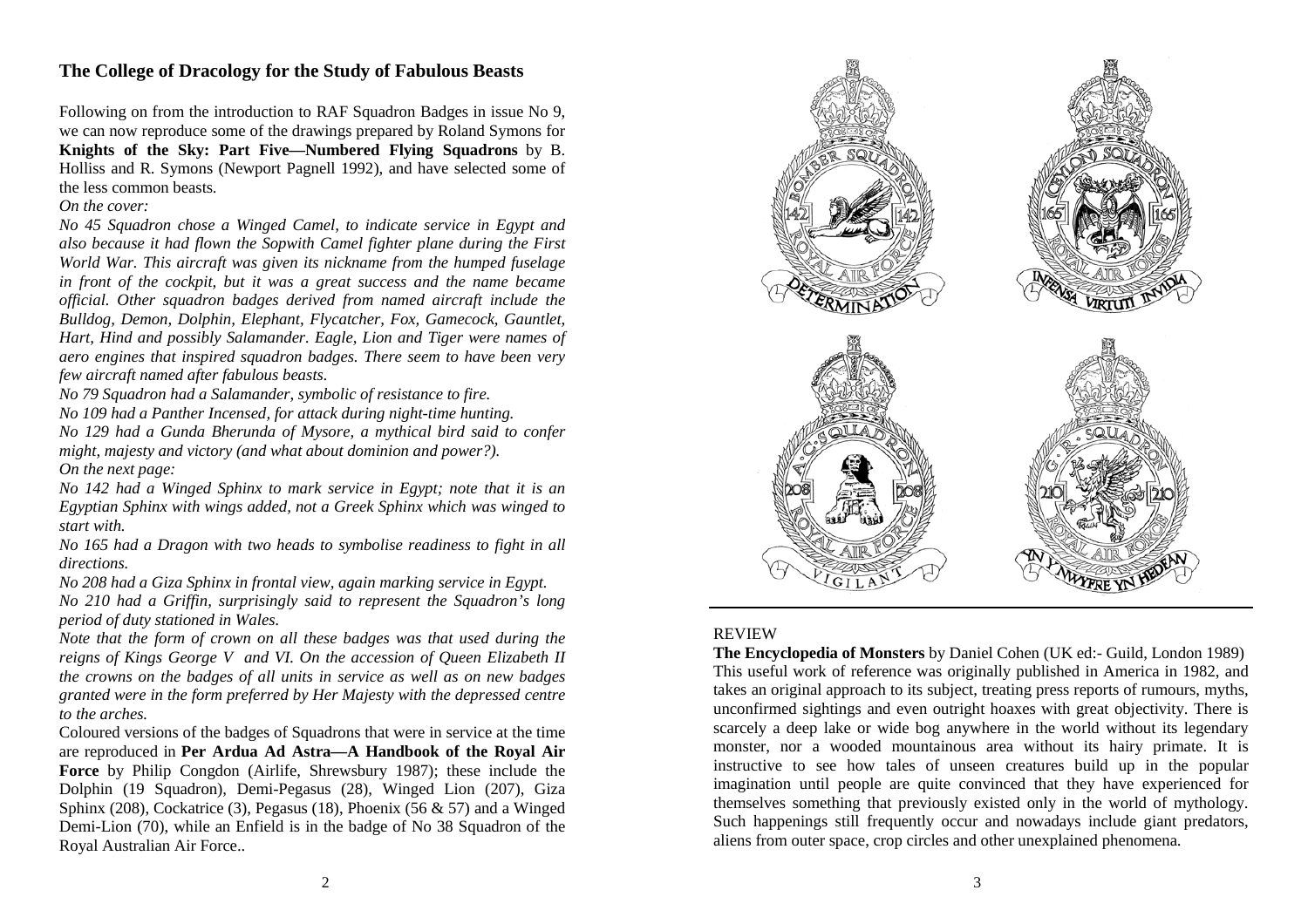## The College of Dracology for the Study of Fabulous Beasts

Following on from the introduction to RAF Squadron Badges in issue No 9, we can now reproduce some of the drawings prepared by Roland Symons for **Knights of the Sky: Part Five—Numbered Flying Squadrons** by B. Holliss and R. Symons (Newport Pagnell 1992), and have selected some of the less common beasts.

*On the cover:*

*No 45 Squadron chose a Winged Camel, to indicate service in Egypt and also because it had flown the Sopwith Camel fighter plane during the First World War. This aircraft was given its nickname from the humped fuselage in front of the cockpit, but it was a great success and the name became official. Other squadron badges derived from named aircraft include the Bulldog, Demon, Dolphin, Elephant, Flycatcher, Fox, Gamecock, Gauntlet, Hart, Hind and possibly Salamander. Eagle, Lion and Tiger were names of aero engines that inspired squadron badges. There seem to have been very few aircraft named after fabulous beasts.*

*No 79 Squadron had a Salamander, symbolic of resistance to fire.*

*No 109 had a Panther Incensed, for attack during night-time hunting.*

*No 129 had a Gunda Bherunda of Mysore, a mythical bird said to confer might, majesty and victory (and what about dominion and power?).*

*On the next page:*

*No 142 had a Winged Sphinx to mark service in Egypt; note that it is an Egyptian Sphinx with wings added, not a Greek Sphinx which was winged to start with.*

*No 165 had a Dragon with two heads to symbolise readiness to fight in all directions.*

*No 208 had a Giza Sphinx in frontal view, again marking service in Egypt.*

*No 210 had a Griffin, surprisingly said to represent the Squadron's long period of duty stationed in Wales.*

*Note that the form of crown on all these badges was that used during the reigns of Kings George V and VI. On the accession of Queen Elizabeth II the crowns on the badges of all units in service as well as on new badges granted were in the form preferred by Her Majesty with the depressed centre to the arches.*

Coloured versions of the badges of Squadrons that were in service at the time are reproduced in **Per Ardua Ad Astra—A Handbook of the Royal Air Force** by Philip Congdon (Airlife, Shrewsbury 1987); these include the Dolphin (19 Squadron), Demi-Pegasus (28), Winged Lion (207), Giza Sphinx (208), Cockatrice (3), Pegasus (18), Phoenix (56 & 57) and a Winged Demi-Lion (70), while an Enfield is in the badge of No 38 Squadron of the Royal Australian Air Force..

BOMBER SQUADRON 142 ROYAL AIR FORCE DETERMINATION

(CEYLON) SQUADRON 165 ROYAL AIR FORCE INFENSA VIRTUTI INVIDIA

A.C. SQUADRON 208 ROYAL AIR FORCE VIGILANT

G.R. SQUADRON 210 ROYAL AIR FORCE YN Y NWYFRE YN HEDFAN

## REVIEW

**The Encyclopedia of Monsters** by Daniel Cohen (UK ed:- Guild, London 1989)
This useful work of reference was originally published in America in 1982, and takes an original approach to its subject, treating press reports of rumours, myths, unconfirmed sightings and even outright hoaxes with great objectivity. There is scarcely a deep lake or wide bog anywhere in the world without its legendary monster, nor a wooded mountainous area without its hairy primate. It is instructive to see how tales of unseen creatures build up in the popular imagination until people are quite convinced that they have experienced for themselves something that previously existed only in the world of mythology. Such happenings still frequently occur and nowadays include giant predators, aliens from outer space, crop circles and other unexplained phenomena.